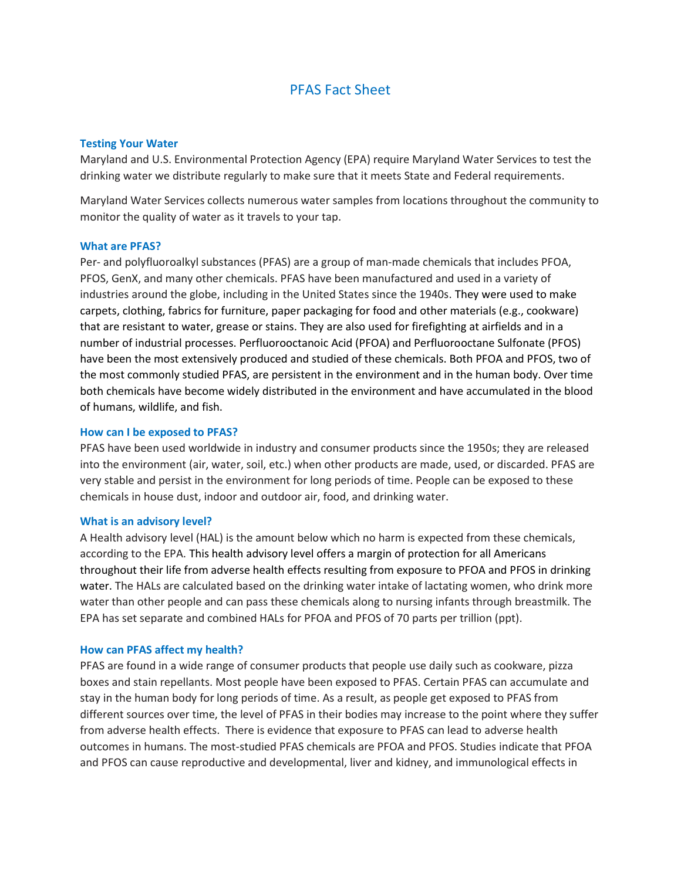# PFAS Fact Sheet

### Testing Your Water

Maryland and U.S. Environmental Protection Agency (EPA) require Maryland Water Services to test the drinking water we distribute regularly to make sure that it meets State and Federal requirements.

Maryland Water Services collects numerous water samples from locations throughout the community to monitor the quality of water as it travels to your tap.

### What are PFAS?

Per- and polyfluoroalkyl substances (PFAS) are a group of man-made chemicals that includes PFOA, PFOS, GenX, and many other chemicals. PFAS have been manufactured and used in a variety of industries around the globe, including in the United States since the 1940s. They were used to make carpets, clothing, fabrics for furniture, paper packaging for food and other materials (e.g., cookware) that are resistant to water, grease or stains. They are also used for firefighting at airfields and in a number of industrial processes. Perfluorooctanoic Acid (PFOA) and Perfluorooctane Sulfonate (PFOS) have been the most extensively produced and studied of these chemicals. Both PFOA and PFOS, two of the most commonly studied PFAS, are persistent in the environment and in the human body. Over time both chemicals have become widely distributed in the environment and have accumulated in the blood of humans, wildlife, and fish.

### How can I be exposed to PFAS?

PFAS have been used worldwide in industry and consumer products since the 1950s; they are released into the environment (air, water, soil, etc.) when other products are made, used, or discarded. PFAS are very stable and persist in the environment for long periods of time. People can be exposed to these chemicals in house dust, indoor and outdoor air, food, and drinking water.

### What is an advisory level?

A Health advisory level (HAL) is the amount below which no harm is expected from these chemicals, according to the EPA. This health advisory level offers a margin of protection for all Americans throughout their life from adverse health effects resulting from exposure to PFOA and PFOS in drinking water. The HALs are calculated based on the drinking water intake of lactating women, who drink more water than other people and can pass these chemicals along to nursing infants through breastmilk. The EPA has set separate and combined HALs for PFOA and PFOS of 70 parts per trillion (ppt).

### How can PFAS affect my health?

PFAS are found in a wide range of consumer products that people use daily such as cookware, pizza boxes and stain repellants. Most people have been exposed to PFAS. Certain PFAS can accumulate and stay in the human body for long periods of time. As a result, as people get exposed to PFAS from different sources over time, the level of PFAS in their bodies may increase to the point where they suffer from adverse health effects. There is evidence that exposure to PFAS can lead to adverse health outcomes in humans. The most-studied PFAS chemicals are PFOA and PFOS. Studies indicate that PFOA and PFOS can cause reproductive and developmental, liver and kidney, and immunological effects in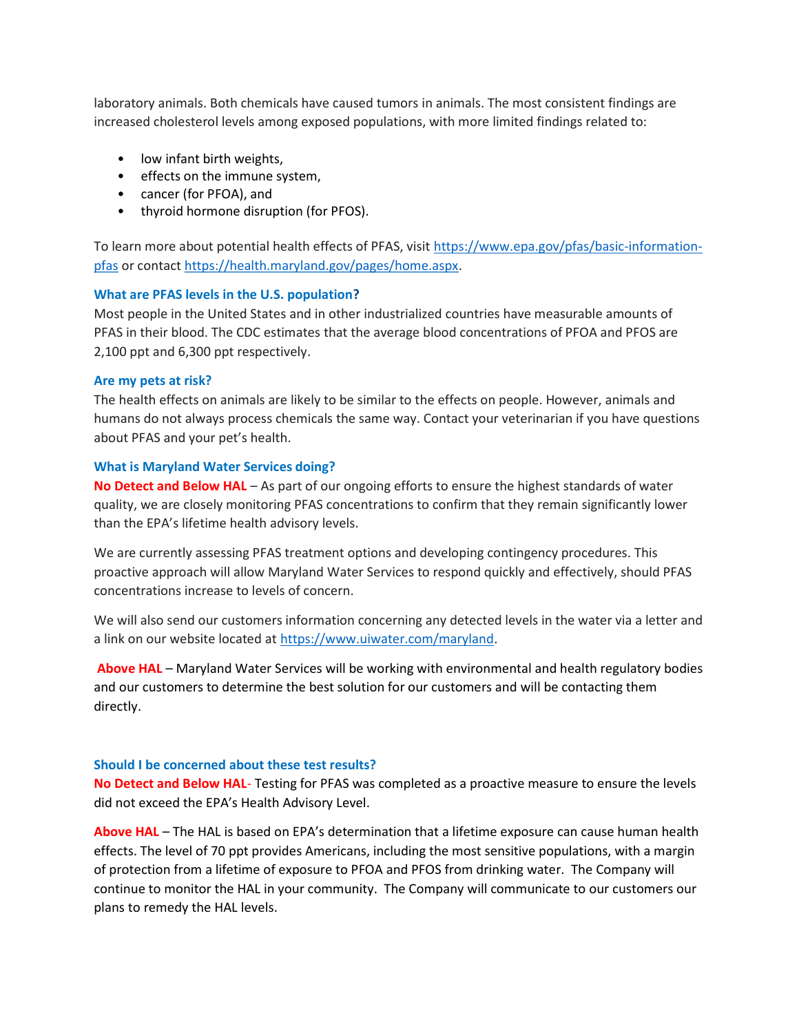laboratory animals. Both chemicals have caused tumors in animals. The most consistent findings are increased cholesterol levels among exposed populations, with more limited findings related to:

- low infant birth weights,
- effects on the immune system,
- cancer (for PFOA), and
- thyroid hormone disruption (for PFOS).

To learn more about potential health effects of PFAS, visit https://www.epa.gov/pfas/basic-information-pfas or contact https://health.maryland.gov/pages/home.aspx.

### What are PFAS levels in the U.S. population?

Most people in the United States and in other industrialized countries have measurable amounts of PFAS in their blood. The CDC estimates that the average blood concentrations of PFOA and PFOS are 2,100 ppt and 6,300 ppt respectively.

### Are my pets at risk?

The health effects on animals are likely to be similar to the effects on people. However, animals and humans do not always process chemicals the same way. Contact your veterinarian if you have questions about PFAS and your pet's health.

### What is Maryland Water Services doing?

**No Detect and Below HAL** – As part of our ongoing efforts to ensure the highest standards of water quality, we are closely monitoring PFAS concentrations to confirm that they remain significantly lower than the EPA's lifetime health advisory levels.

We are currently assessing PFAS treatment options and developing contingency procedures. This proactive approach will allow Maryland Water Services to respond quickly and effectively, should PFAS concentrations increase to levels of concern.

We will also send our customers information concerning any detected levels in the water via a letter and a link on our website located at https://www.uiwater.com/maryland.

**Above HAL** – Maryland Water Services will be working with environmental and health regulatory bodies and our customers to determine the best solution for our customers and will be contacting them directly.

### Should I be concerned about these test results?

**No Detect and Below HAL**- Testing for PFAS was completed as a proactive measure to ensure the levels did not exceed the EPA's Health Advisory Level.

**Above HAL** – The HAL is based on EPA's determination that a lifetime exposure can cause human health effects. The level of 70 ppt provides Americans, including the most sensitive populations, with a margin of protection from a lifetime of exposure to PFOA and PFOS from drinking water. The Company will continue to monitor the HAL in your community. The Company will communicate to our customers our plans to remedy the HAL levels.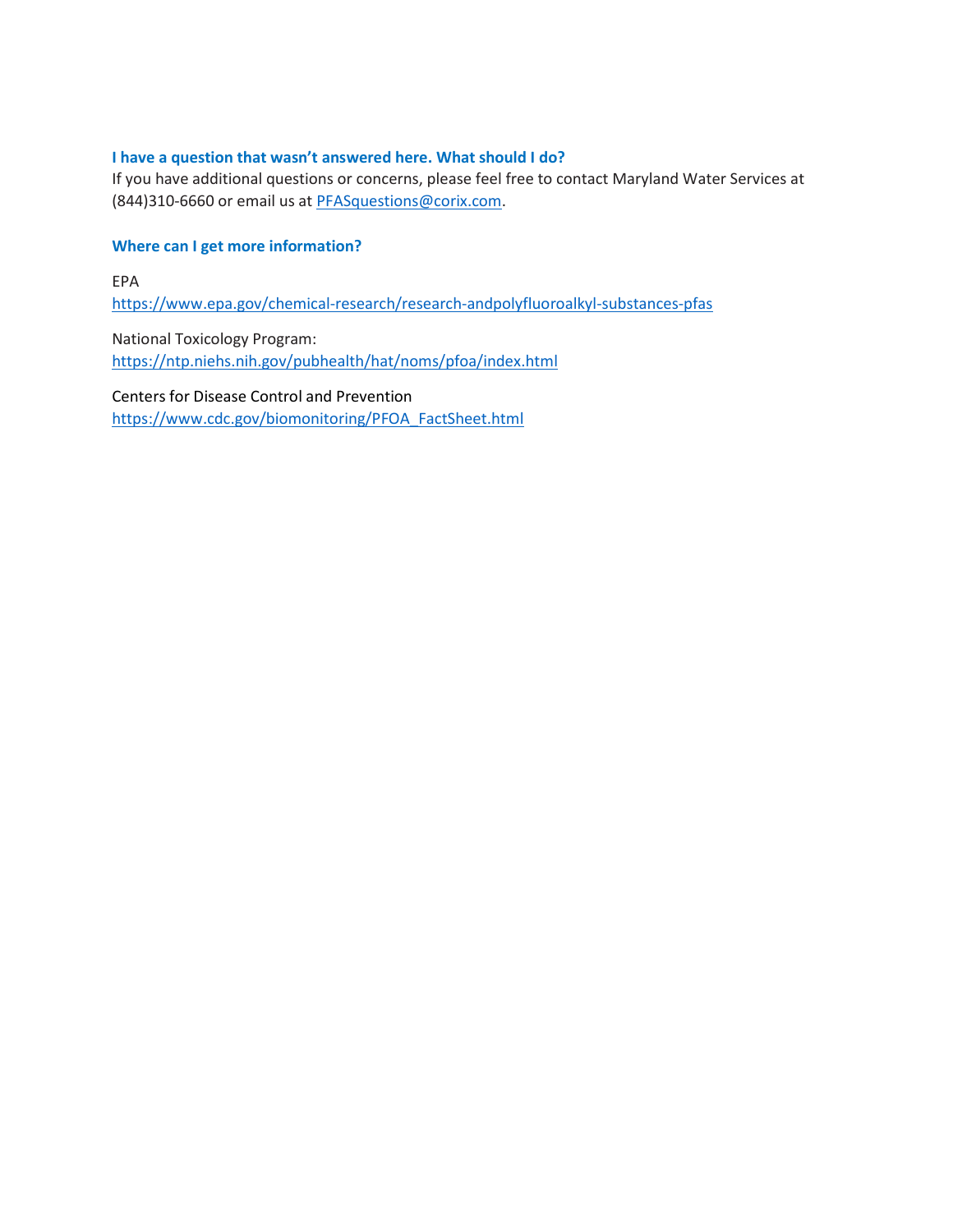### I have a question that wasn't answered here. What should I do?

If you have additional questions or concerns, please feel free to contact Maryland Water Services at (844)310-6660 or email us at PFASquestions@corix.com.

### Where can I get more information?

EPA
https://www.epa.gov/chemical-research/research-andpolyfluoroalkyl-substances-pfas

National Toxicology Program:
https://ntp.niehs.nih.gov/pubhealth/hat/noms/pfoa/index.html

Centers for Disease Control and Prevention
https://www.cdc.gov/biomonitoring/PFOA_FactSheet.html